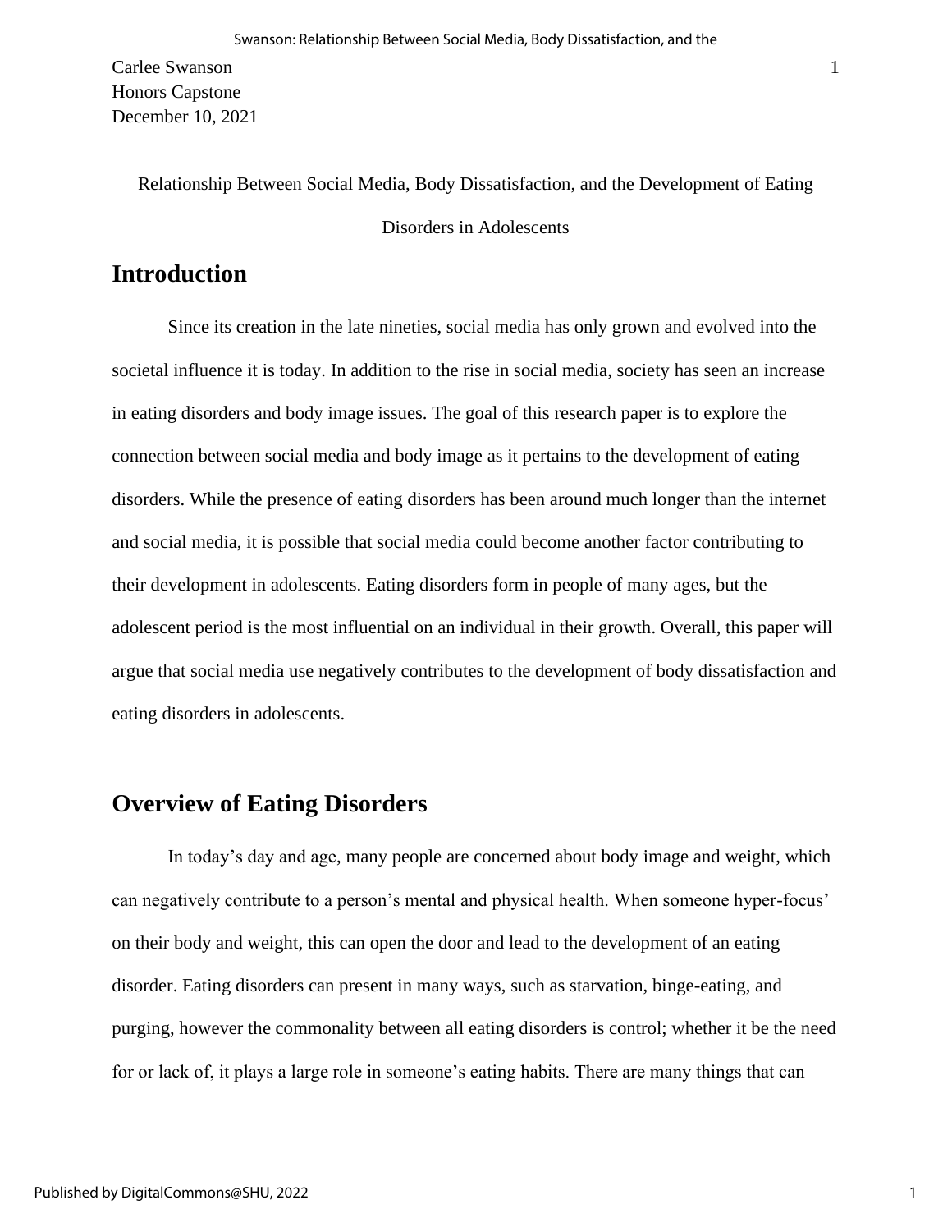Carlee Swanson
Honors Capstone
December 10, 2021

Relationship Between Social Media, Body Dissatisfaction, and the Development of Eating Disorders in Adolescents

# Introduction

Since its creation in the late nineties, social media has only grown and evolved into the societal influence it is today. In addition to the rise in social media, society has seen an increase in eating disorders and body image issues. The goal of this research paper is to explore the connection between social media and body image as it pertains to the development of eating disorders. While the presence of eating disorders has been around much longer than the internet and social media, it is possible that social media could become another factor contributing to their development in adolescents. Eating disorders form in people of many ages, but the adolescent period is the most influential on an individual in their growth. Overall, this paper will argue that social media use negatively contributes to the development of body dissatisfaction and eating disorders in adolescents.

# Overview of Eating Disorders

In today's day and age, many people are concerned about body image and weight, which can negatively contribute to a person's mental and physical health. When someone hyper-focus' on their body and weight, this can open the door and lead to the development of an eating disorder. Eating disorders can present in many ways, such as starvation, binge-eating, and purging, however the commonality between all eating disorders is control; whether it be the need for or lack of, it plays a large role in someone's eating habits. There are many things that can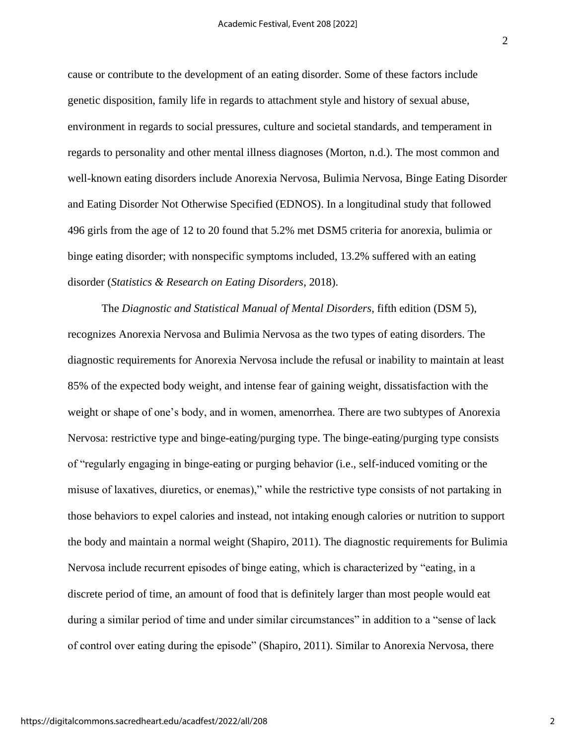cause or contribute to the development of an eating disorder. Some of these factors include genetic disposition, family life in regards to attachment style and history of sexual abuse, environment in regards to social pressures, culture and societal standards, and temperament in regards to personality and other mental illness diagnoses (Morton, n.d.). The most common and well-known eating disorders include Anorexia Nervosa, Bulimia Nervosa, Binge Eating Disorder and Eating Disorder Not Otherwise Specified (EDNOS). In a longitudinal study that followed 496 girls from the age of 12 to 20 found that 5.2% met DSM5 criteria for anorexia, bulimia or binge eating disorder; with nonspecific symptoms included, 13.2% suffered with an eating disorder (*Statistics & Research on Eating Disorders*, 2018).

The *Diagnostic and Statistical Manual of Mental Disorders*, fifth edition (DSM 5), recognizes Anorexia Nervosa and Bulimia Nervosa as the two types of eating disorders. The diagnostic requirements for Anorexia Nervosa include the refusal or inability to maintain at least 85% of the expected body weight, and intense fear of gaining weight, dissatisfaction with the weight or shape of one's body, and in women, amenorrhea. There are two subtypes of Anorexia Nervosa: restrictive type and binge-eating/purging type. The binge-eating/purging type consists of "regularly engaging in binge-eating or purging behavior (i.e., self-induced vomiting or the misuse of laxatives, diuretics, or enemas)," while the restrictive type consists of not partaking in those behaviors to expel calories and instead, not intaking enough calories or nutrition to support the body and maintain a normal weight (Shapiro, 2011). The diagnostic requirements for Bulimia Nervosa include recurrent episodes of binge eating, which is characterized by "eating, in a discrete period of time, an amount of food that is definitely larger than most people would eat during a similar period of time and under similar circumstances" in addition to a "sense of lack of control over eating during the episode" (Shapiro, 2011). Similar to Anorexia Nervosa, there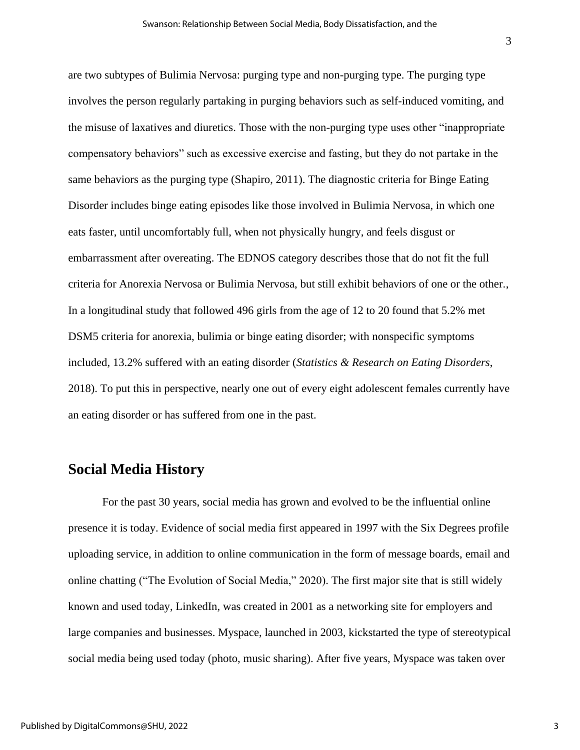are two subtypes of Bulimia Nervosa: purging type and non-purging type. The purging type involves the person regularly partaking in purging behaviors such as self-induced vomiting, and the misuse of laxatives and diuretics. Those with the non-purging type uses other "inappropriate compensatory behaviors" such as excessive exercise and fasting, but they do not partake in the same behaviors as the purging type (Shapiro, 2011). The diagnostic criteria for Binge Eating Disorder includes binge eating episodes like those involved in Bulimia Nervosa, in which one eats faster, until uncomfortably full, when not physically hungry, and feels disgust or embarrassment after overeating. The EDNOS category describes those that do not fit the full criteria for Anorexia Nervosa or Bulimia Nervosa, but still exhibit behaviors of one or the other., In a longitudinal study that followed 496 girls from the age of 12 to 20 found that 5.2% met DSM5 criteria for anorexia, bulimia or binge eating disorder; with nonspecific symptoms included, 13.2% suffered with an eating disorder (*Statistics & Research on Eating Disorders*, 2018). To put this in perspective, nearly one out of every eight adolescent females currently have an eating disorder or has suffered from one in the past.

## Social Media History

For the past 30 years, social media has grown and evolved to be the influential online presence it is today. Evidence of social media first appeared in 1997 with the Six Degrees profile uploading service, in addition to online communication in the form of message boards, email and online chatting ("The Evolution of Social Media," 2020). The first major site that is still widely known and used today, LinkedIn, was created in 2001 as a networking site for employers and large companies and businesses. Myspace, launched in 2003, kickstarted the type of stereotypical social media being used today (photo, music sharing). After five years, Myspace was taken over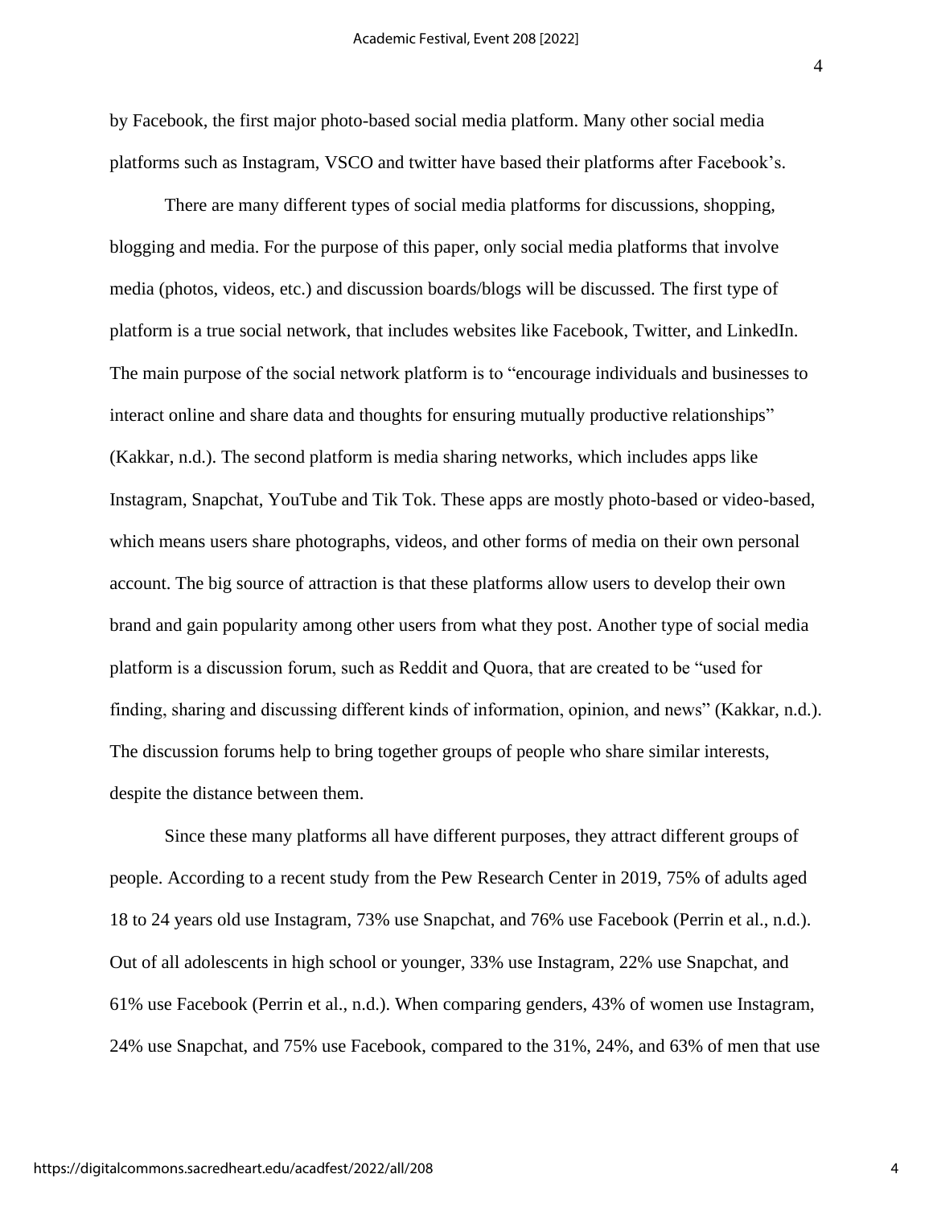by Facebook, the first major photo-based social media platform. Many other social media platforms such as Instagram, VSCO and twitter have based their platforms after Facebook's.

There are many different types of social media platforms for discussions, shopping, blogging and media. For the purpose of this paper, only social media platforms that involve media (photos, videos, etc.) and discussion boards/blogs will be discussed. The first type of platform is a true social network, that includes websites like Facebook, Twitter, and LinkedIn. The main purpose of the social network platform is to "encourage individuals and businesses to interact online and share data and thoughts for ensuring mutually productive relationships" (Kakkar, n.d.). The second platform is media sharing networks, which includes apps like Instagram, Snapchat, YouTube and Tik Tok. These apps are mostly photo-based or video-based, which means users share photographs, videos, and other forms of media on their own personal account. The big source of attraction is that these platforms allow users to develop their own brand and gain popularity among other users from what they post. Another type of social media platform is a discussion forum, such as Reddit and Quora, that are created to be "used for finding, sharing and discussing different kinds of information, opinion, and news" (Kakkar, n.d.). The discussion forums help to bring together groups of people who share similar interests, despite the distance between them.

Since these many platforms all have different purposes, they attract different groups of people. According to a recent study from the Pew Research Center in 2019, 75% of adults aged 18 to 24 years old use Instagram, 73% use Snapchat, and 76% use Facebook (Perrin et al., n.d.). Out of all adolescents in high school or younger, 33% use Instagram, 22% use Snapchat, and 61% use Facebook (Perrin et al., n.d.). When comparing genders, 43% of women use Instagram, 24% use Snapchat, and 75% use Facebook, compared to the 31%, 24%, and 63% of men that use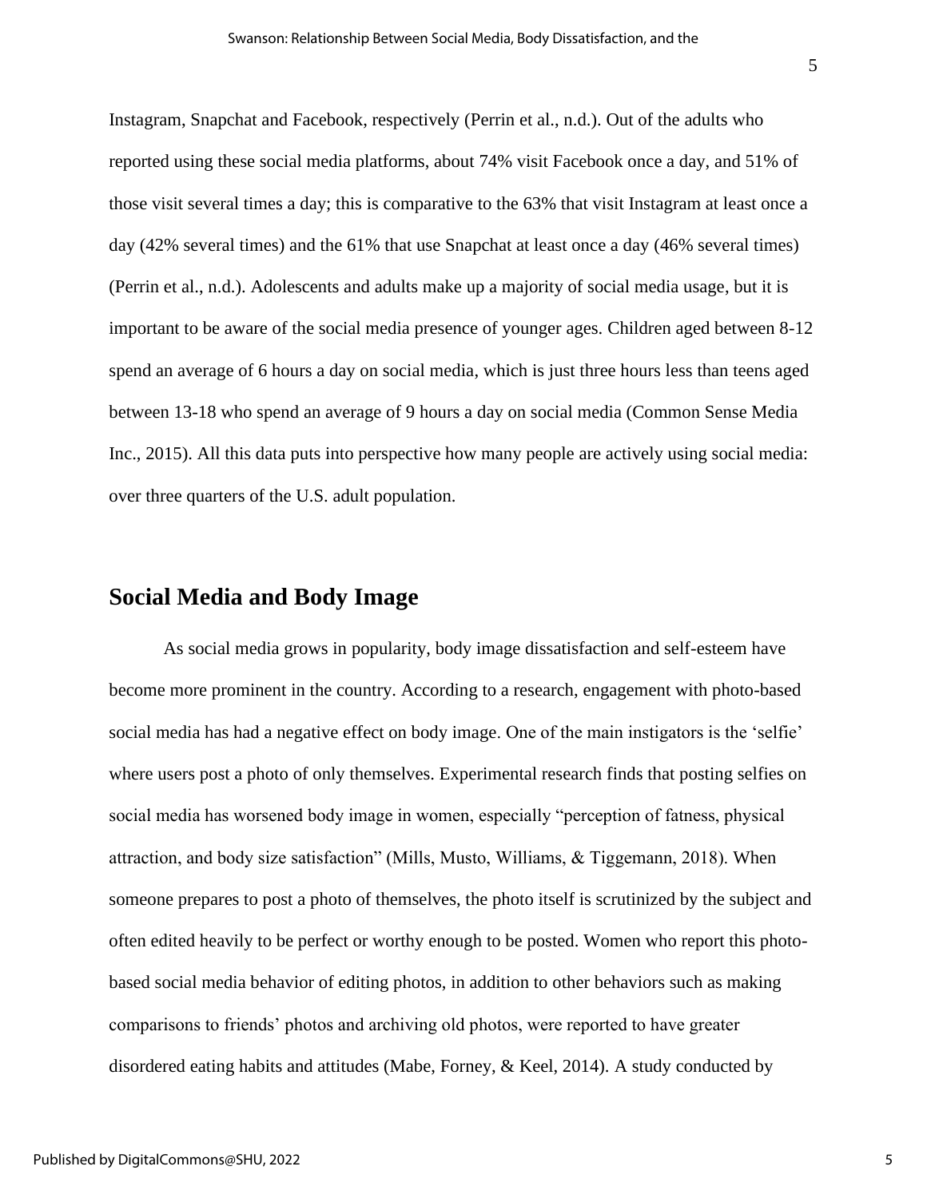Instagram, Snapchat and Facebook, respectively (Perrin et al., n.d.). Out of the adults who reported using these social media platforms, about 74% visit Facebook once a day, and 51% of those visit several times a day; this is comparative to the 63% that visit Instagram at least once a day (42% several times) and the 61% that use Snapchat at least once a day (46% several times) (Perrin et al., n.d.). Adolescents and adults make up a majority of social media usage, but it is important to be aware of the social media presence of younger ages. Children aged between 8-12 spend an average of 6 hours a day on social media, which is just three hours less than teens aged between 13-18 who spend an average of 9 hours a day on social media (Common Sense Media Inc., 2015). All this data puts into perspective how many people are actively using social media: over three quarters of the U.S. adult population.

## Social Media and Body Image

As social media grows in popularity, body image dissatisfaction and self-esteem have become more prominent in the country. According to a research, engagement with photo-based social media has had a negative effect on body image. One of the main instigators is the 'selfie' where users post a photo of only themselves. Experimental research finds that posting selfies on social media has worsened body image in women, especially "perception of fatness, physical attraction, and body size satisfaction" (Mills, Musto, Williams, & Tiggemann, 2018). When someone prepares to post a photo of themselves, the photo itself is scrutinized by the subject and often edited heavily to be perfect or worthy enough to be posted. Women who report this photo-based social media behavior of editing photos, in addition to other behaviors such as making comparisons to friends' photos and archiving old photos, were reported to have greater disordered eating habits and attitudes (Mabe, Forney, & Keel, 2014). A study conducted by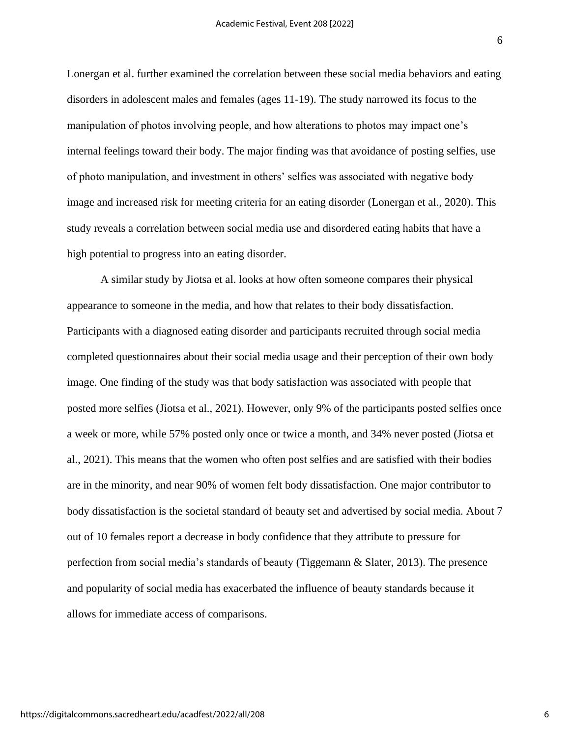Lonergan et al. further examined the correlation between these social media behaviors and eating disorders in adolescent males and females (ages 11-19). The study narrowed its focus to the manipulation of photos involving people, and how alterations to photos may impact one's internal feelings toward their body. The major finding was that avoidance of posting selfies, use of photo manipulation, and investment in others' selfies was associated with negative body image and increased risk for meeting criteria for an eating disorder (Lonergan et al., 2020). This study reveals a correlation between social media use and disordered eating habits that have a high potential to progress into an eating disorder.

A similar study by Jiotsa et al. looks at how often someone compares their physical appearance to someone in the media, and how that relates to their body dissatisfaction. Participants with a diagnosed eating disorder and participants recruited through social media completed questionnaires about their social media usage and their perception of their own body image. One finding of the study was that body satisfaction was associated with people that posted more selfies (Jiotsa et al., 2021). However, only 9% of the participants posted selfies once a week or more, while 57% posted only once or twice a month, and 34% never posted (Jiotsa et al., 2021). This means that the women who often post selfies and are satisfied with their bodies are in the minority, and near 90% of women felt body dissatisfaction. One major contributor to body dissatisfaction is the societal standard of beauty set and advertised by social media. About 7 out of 10 females report a decrease in body confidence that they attribute to pressure for perfection from social media's standards of beauty (Tiggemann & Slater, 2013). The presence and popularity of social media has exacerbated the influence of beauty standards because it allows for immediate access of comparisons.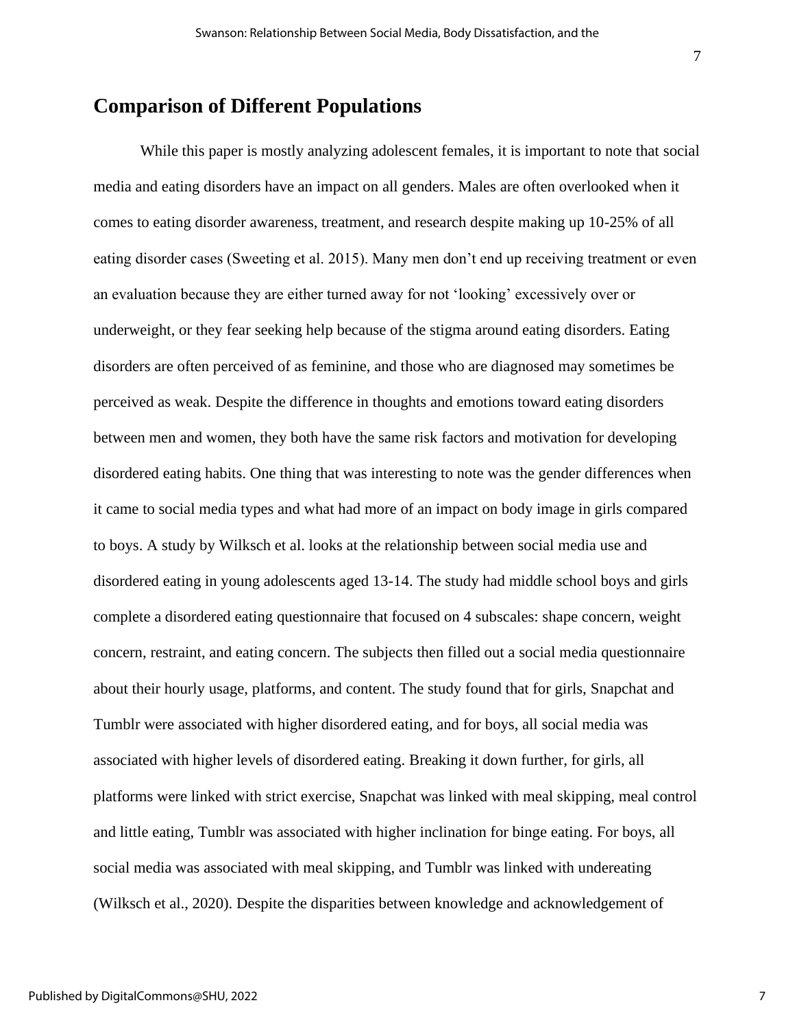## Comparison of Different Populations

While this paper is mostly analyzing adolescent females, it is important to note that social media and eating disorders have an impact on all genders. Males are often overlooked when it comes to eating disorder awareness, treatment, and research despite making up 10-25% of all eating disorder cases (Sweeting et al. 2015). Many men don't end up receiving treatment or even an evaluation because they are either turned away for not 'looking' excessively over or underweight, or they fear seeking help because of the stigma around eating disorders. Eating disorders are often perceived of as feminine, and those who are diagnosed may sometimes be perceived as weak. Despite the difference in thoughts and emotions toward eating disorders between men and women, they both have the same risk factors and motivation for developing disordered eating habits. One thing that was interesting to note was the gender differences when it came to social media types and what had more of an impact on body image in girls compared to boys. A study by Wilksch et al. looks at the relationship between social media use and disordered eating in young adolescents aged 13-14. The study had middle school boys and girls complete a disordered eating questionnaire that focused on 4 subscales: shape concern, weight concern, restraint, and eating concern. The subjects then filled out a social media questionnaire about their hourly usage, platforms, and content. The study found that for girls, Snapchat and Tumblr were associated with higher disordered eating, and for boys, all social media was associated with higher levels of disordered eating. Breaking it down further, for girls, all platforms were linked with strict exercise, Snapchat was linked with meal skipping, meal control and little eating, Tumblr was associated with higher inclination for binge eating. For boys, all social media was associated with meal skipping, and Tumblr was linked with undereating (Wilksch et al., 2020). Despite the disparities between knowledge and acknowledgement of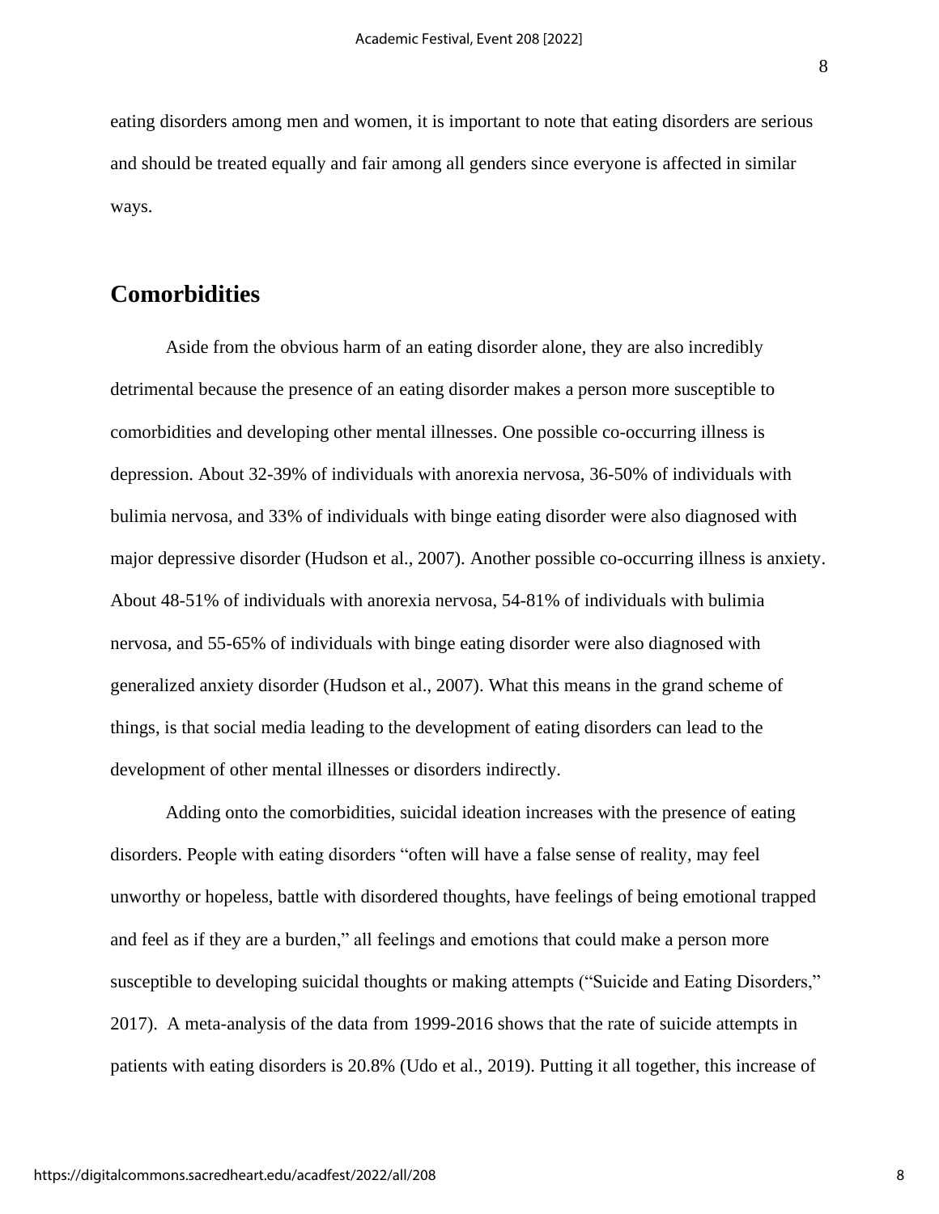eating disorders among men and women, it is important to note that eating disorders are serious and should be treated equally and fair among all genders since everyone is affected in similar ways.

## Comorbidities

Aside from the obvious harm of an eating disorder alone, they are also incredibly detrimental because the presence of an eating disorder makes a person more susceptible to comorbidities and developing other mental illnesses. One possible co-occurring illness is depression. About 32-39% of individuals with anorexia nervosa, 36-50% of individuals with bulimia nervosa, and 33% of individuals with binge eating disorder were also diagnosed with major depressive disorder (Hudson et al., 2007). Another possible co-occurring illness is anxiety. About 48-51% of individuals with anorexia nervosa, 54-81% of individuals with bulimia nervosa, and 55-65% of individuals with binge eating disorder were also diagnosed with generalized anxiety disorder (Hudson et al., 2007). What this means in the grand scheme of things, is that social media leading to the development of eating disorders can lead to the development of other mental illnesses or disorders indirectly.

Adding onto the comorbidities, suicidal ideation increases with the presence of eating disorders. People with eating disorders "often will have a false sense of reality, may feel unworthy or hopeless, battle with disordered thoughts, have feelings of being emotional trapped and feel as if they are a burden," all feelings and emotions that could make a person more susceptible to developing suicidal thoughts or making attempts ("Suicide and Eating Disorders," 2017). A meta-analysis of the data from 1999-2016 shows that the rate of suicide attempts in patients with eating disorders is 20.8% (Udo et al., 2019). Putting it all together, this increase of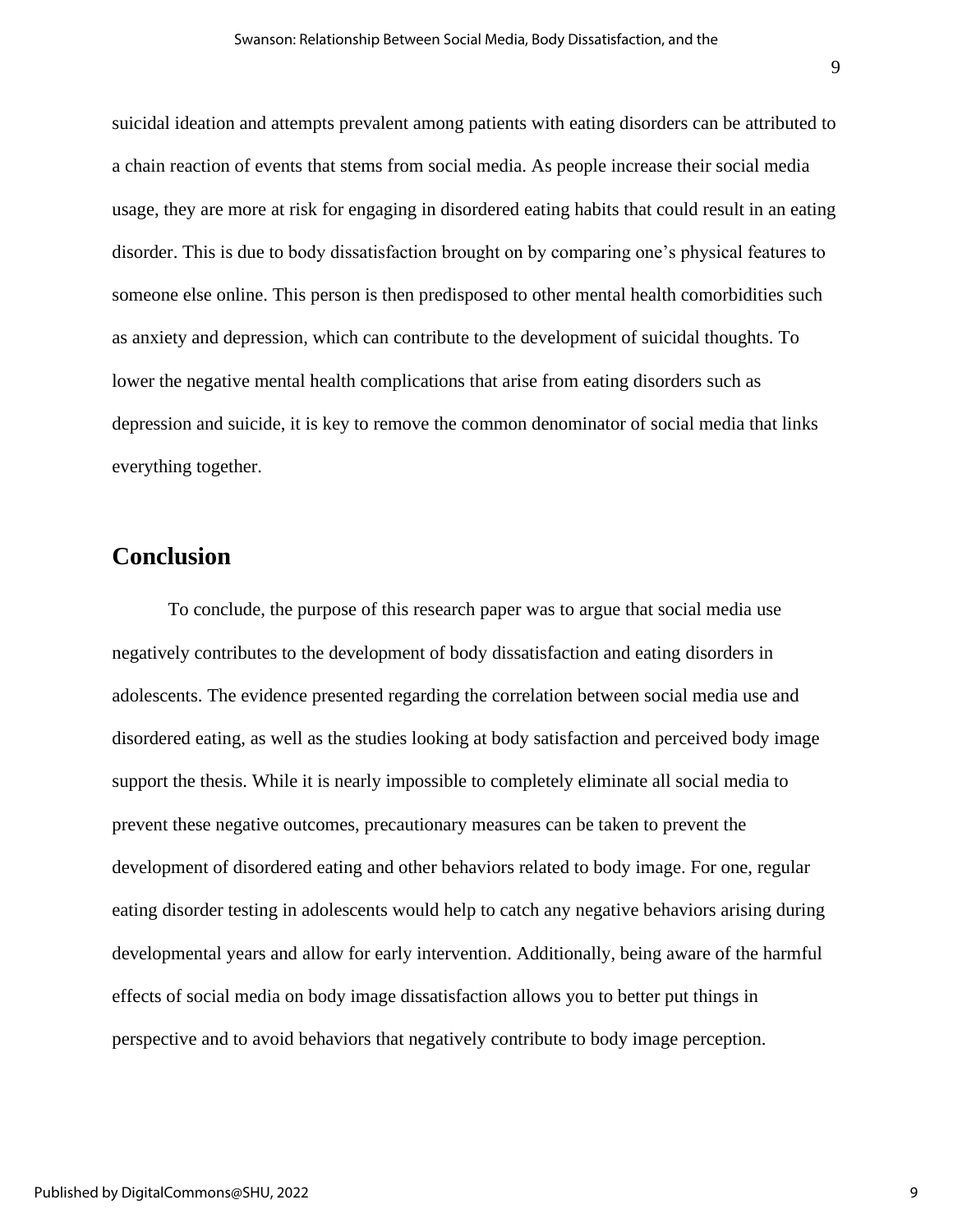suicidal ideation and attempts prevalent among patients with eating disorders can be attributed to a chain reaction of events that stems from social media. As people increase their social media usage, they are more at risk for engaging in disordered eating habits that could result in an eating disorder. This is due to body dissatisfaction brought on by comparing one's physical features to someone else online. This person is then predisposed to other mental health comorbidities such as anxiety and depression, which can contribute to the development of suicidal thoughts. To lower the negative mental health complications that arise from eating disorders such as depression and suicide, it is key to remove the common denominator of social media that links everything together.

## Conclusion

To conclude, the purpose of this research paper was to argue that social media use negatively contributes to the development of body dissatisfaction and eating disorders in adolescents. The evidence presented regarding the correlation between social media use and disordered eating, as well as the studies looking at body satisfaction and perceived body image support the thesis. While it is nearly impossible to completely eliminate all social media to prevent these negative outcomes, precautionary measures can be taken to prevent the development of disordered eating and other behaviors related to body image. For one, regular eating disorder testing in adolescents would help to catch any negative behaviors arising during developmental years and allow for early intervention. Additionally, being aware of the harmful effects of social media on body image dissatisfaction allows you to better put things in perspective and to avoid behaviors that negatively contribute to body image perception.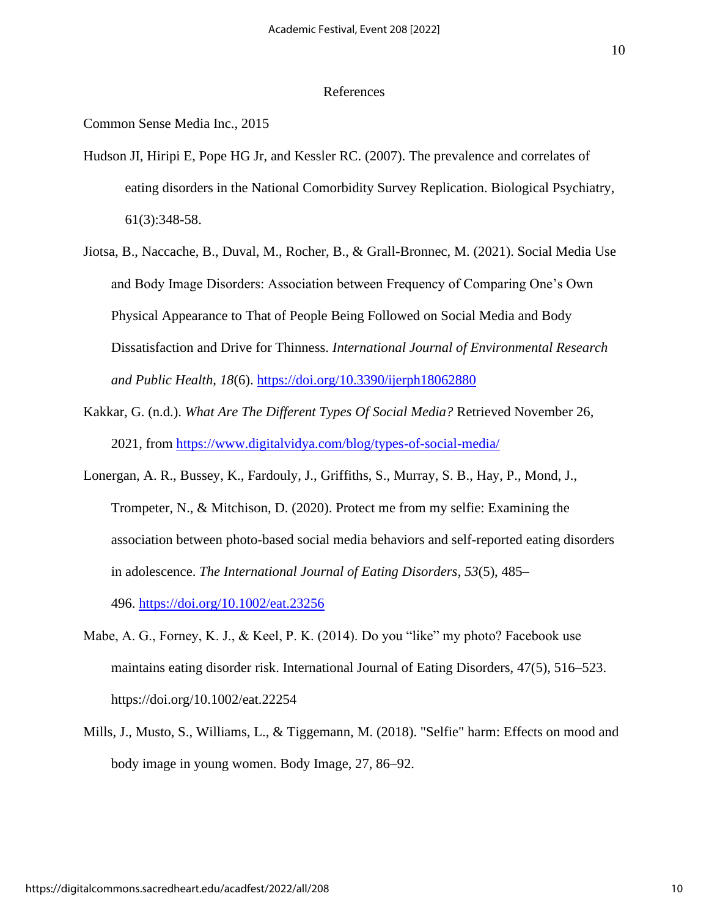# References

Common Sense Media Inc., 2015

Hudson JI, Hiripi E, Pope HG Jr, and Kessler RC. (2007). The prevalence and correlates of eating disorders in the National Comorbidity Survey Replication. Biological Psychiatry, 61(3):348-58.

Jiotsa, B., Naccache, B., Duval, M., Rocher, B., & Grall-Bronnec, M. (2021). Social Media Use and Body Image Disorders: Association between Frequency of Comparing One's Own Physical Appearance to That of People Being Followed on Social Media and Body Dissatisfaction and Drive for Thinness. *International Journal of Environmental Research and Public Health*, *18*(6). https://doi.org/10.3390/ijerph18062880

Kakkar, G. (n.d.). *What Are The Different Types Of Social Media?* Retrieved November 26, 2021, from https://www.digitalvidya.com/blog/types-of-social-media/

Lonergan, A. R., Bussey, K., Fardouly, J., Griffiths, S., Murray, S. B., Hay, P., Mond, J., Trompeter, N., & Mitchison, D. (2020). Protect me from my selfie: Examining the association between photo-based social media behaviors and self-reported eating disorders in adolescence. *The International Journal of Eating Disorders*, *53*(5), 485–496. https://doi.org/10.1002/eat.23256

Mabe, A. G., Forney, K. J., & Keel, P. K. (2014). Do you "like" my photo? Facebook use maintains eating disorder risk. International Journal of Eating Disorders, 47(5), 516–523. https://doi.org/10.1002/eat.22254

Mills, J., Musto, S., Williams, L., & Tiggemann, M. (2018). "Selfie" harm: Effects on mood and body image in young women. Body Image, 27, 86–92.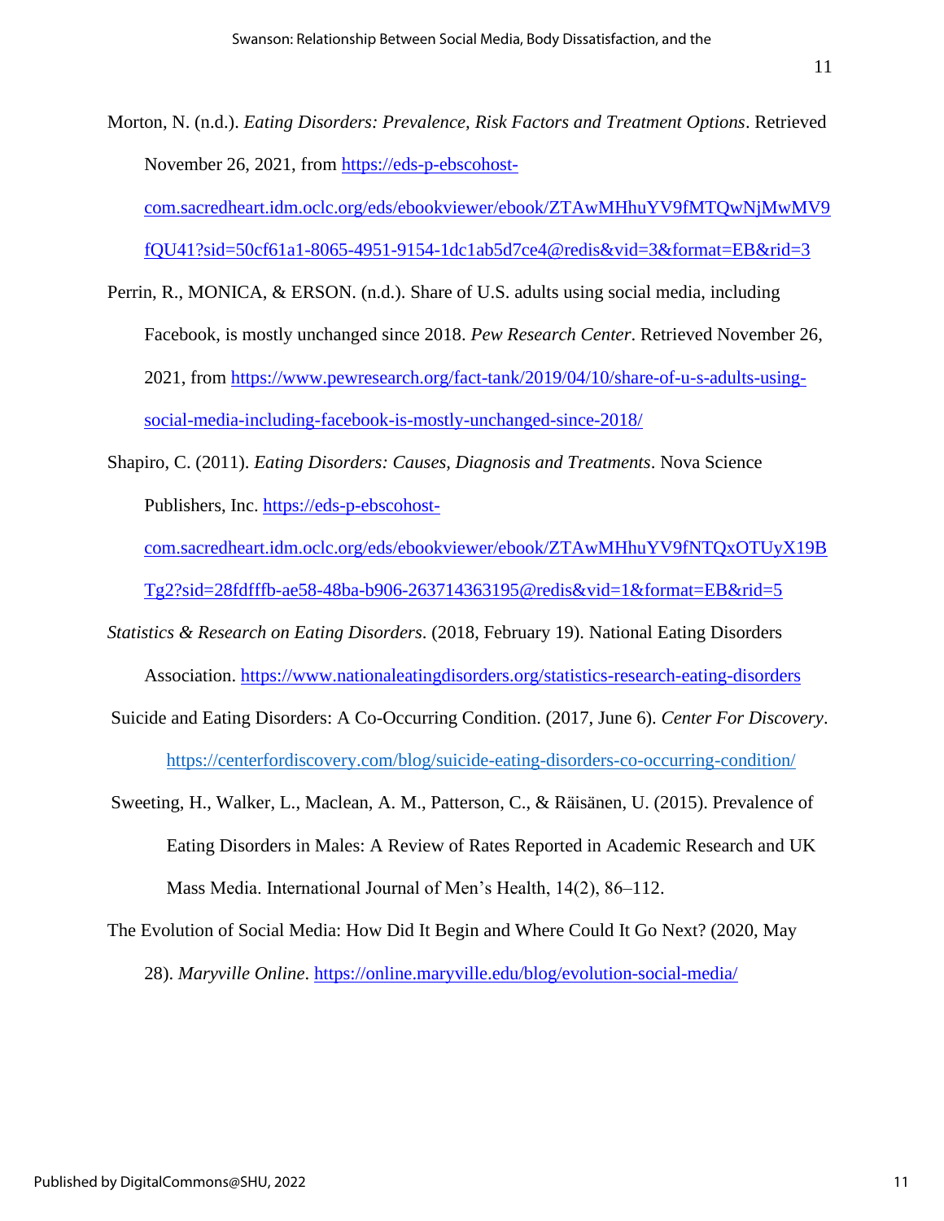Morton, N. (n.d.). *Eating Disorders: Prevalence, Risk Factors and Treatment Options*. Retrieved November 26, 2021, from https://eds-p-ebscohost-com.sacredheart.idm.oclc.org/eds/ebookviewer/ebook/ZTAwMHhuYV9fMTQwNjMwMV9fQU41?sid=50cf61a1-8065-4951-9154-1dc1ab5d7ce4@redis&vid=3&format=EB&rid=3

Perrin, R., MONICA, & ERSON. (n.d.). Share of U.S. adults using social media, including Facebook, is mostly unchanged since 2018. *Pew Research Center*. Retrieved November 26, 2021, from https://www.pewresearch.org/fact-tank/2019/04/10/share-of-u-s-adults-using-social-media-including-facebook-is-mostly-unchanged-since-2018/

Shapiro, C. (2011). *Eating Disorders: Causes, Diagnosis and Treatments*. Nova Science Publishers, Inc. https://eds-p-ebscohost-com.sacredheart.idm.oclc.org/eds/ebookviewer/ebook/ZTAwMHhuYV9fNTQxOTUyX19BTg2?sid=28fdfffb-ae58-48ba-b906-263714363195@redis&vid=1&format=EB&rid=5

*Statistics & Research on Eating Disorders*. (2018, February 19). National Eating Disorders Association. https://www.nationaleatingdisorders.org/statistics-research-eating-disorders

Suicide and Eating Disorders: A Co-Occurring Condition. (2017, June 6). *Center For Discovery*. https://centerfordiscovery.com/blog/suicide-eating-disorders-co-occurring-condition/

Sweeting, H., Walker, L., Maclean, A. M., Patterson, C., & Räisänen, U. (2015). Prevalence of Eating Disorders in Males: A Review of Rates Reported in Academic Research and UK Mass Media. International Journal of Men's Health, 14(2), 86–112.

The Evolution of Social Media: How Did It Begin and Where Could It Go Next? (2020, May 28). *Maryville Online*. https://online.maryville.edu/blog/evolution-social-media/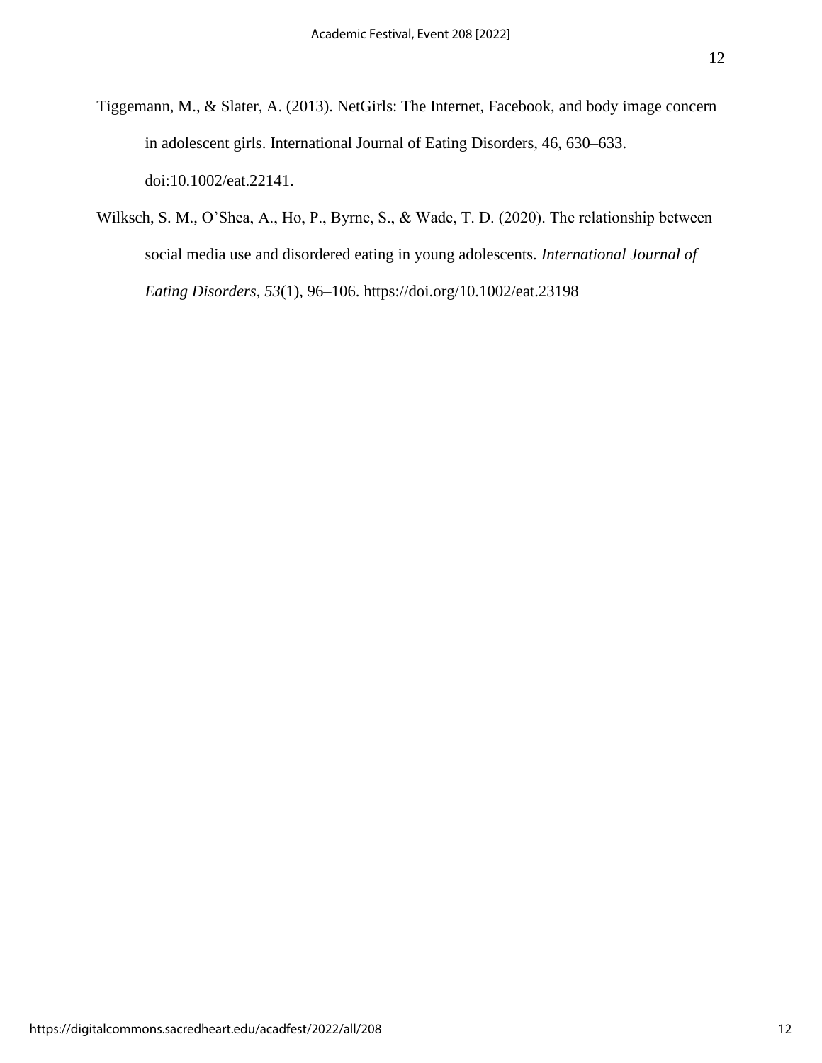Tiggemann, M., & Slater, A. (2013). NetGirls: The Internet, Facebook, and body image concern in adolescent girls. International Journal of Eating Disorders, 46, 630–633. doi:10.1002/eat.22141.

Wilksch, S. M., O'Shea, A., Ho, P., Byrne, S., & Wade, T. D. (2020). The relationship between social media use and disordered eating in young adolescents. *International Journal of Eating Disorders*, *53*(1), 96–106. https://doi.org/10.1002/eat.23198